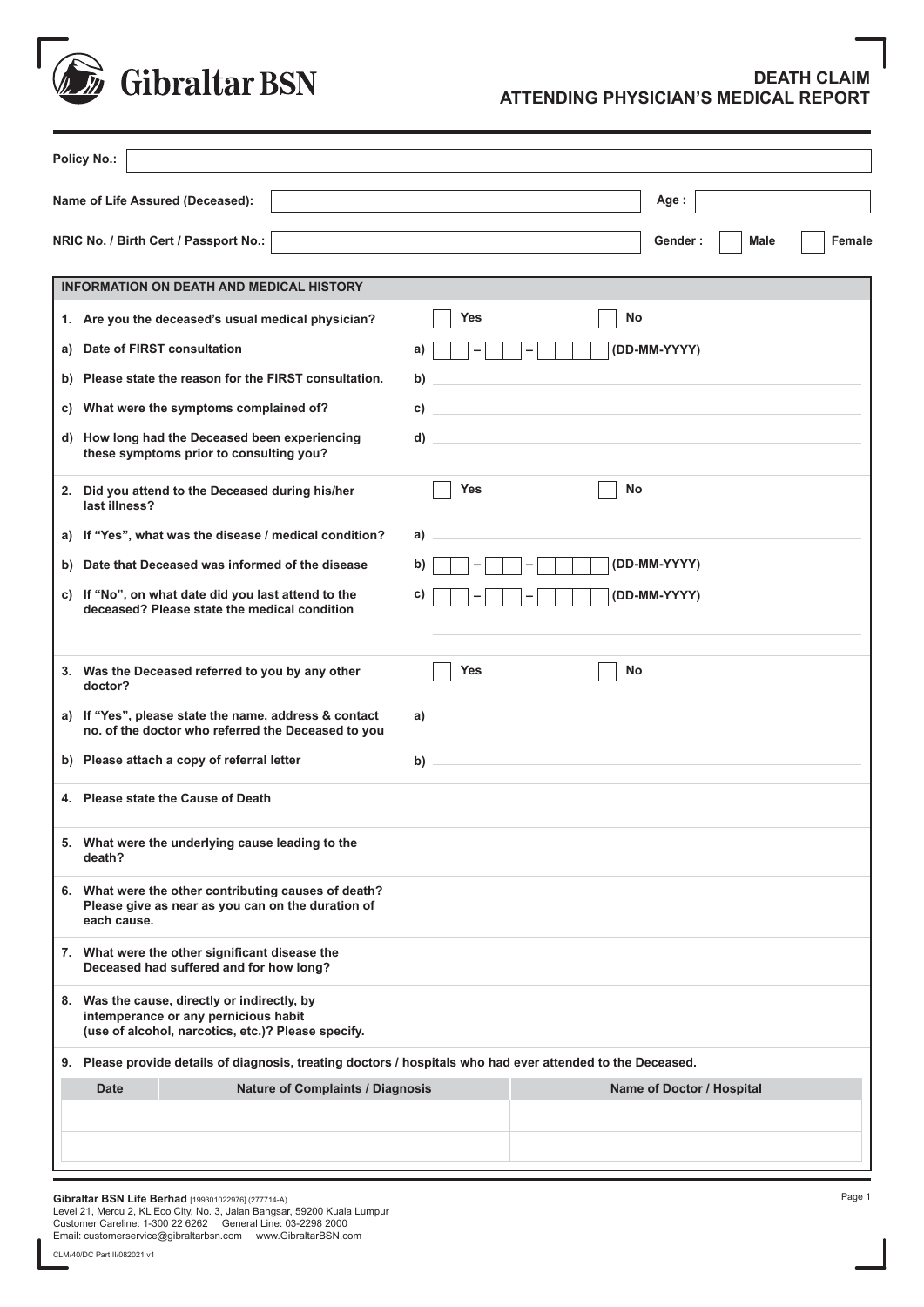Gibraltar BSN

# DEATH CLAIM
## ATTENDING PHYSICIAN'S MEDICAL REPORT

**Policy No.:** 

**Name of Life Assured (Deceased):**  **Age :** 

**NRIC No. / Birth Cert / Passport No.:**  **Gender :** ☐ Male ☐ Female

### INFORMATION ON DEATH AND MEDICAL HISTORY

| | |
|---|---|
| **1. Are you the deceased's usual medical physician?** | ☐ Yes ☐ No |
| **a) Date of FIRST consultation** | a) __ – __ – ____ (DD-MM-YYYY) |
| **b) Please state the reason for the FIRST consultation.** | b) |
| **c) What were the symptoms complained of?** | c) |
| **d) How long had the Deceased been experiencing these symptoms prior to consulting you?** | d) |
| **2. Did you attend to the Deceased during his/her last illness?** | ☐ Yes ☐ No |
| **a) If "Yes", what was the disease / medical condition?** | a) |
| **b) Date that Deceased was informed of the disease** | b) __ – __ – ____ (DD-MM-YYYY) |
| **c) If "No", on what date did you last attend to the deceased? Please state the medical condition** | c) __ – __ – ____ (DD-MM-YYYY) |
| **3. Was the Deceased referred to you by any other doctor?** | ☐ Yes ☐ No |
| **a) If "Yes", please state the name, address & contact no. of the doctor who referred the Deceased to you** | a) |
| **b) Please attach a copy of referral letter** | b) |
| **4. Please state the Cause of Death** | |
| **5. What were the underlying cause leading to the death?** | |
| **6. What were the other contributing causes of death? Please give as near as you can on the duration of each cause.** | |
| **7. What were the other significant disease the Deceased had suffered and for how long?** | |
| **8. Was the cause, directly or indirectly, by intemperance or any pernicious habit (use of alcohol, narcotics, etc.)? Please specify.** | |

**9. Please provide details of diagnosis, treating doctors / hospitals who had ever attended to the Deceased.**

| Date | Nature of Complaints / Diagnosis | Name of Doctor / Hospital |
|---|---|---|
| | | |
| | | |

**Gibraltar BSN Life Berhad** [199301022976] (277714-A)
Level 21, Mercu 2, KL Eco City, No. 3, Jalan Bangsar, 59200 Kuala Lumpur
Customer Careline: 1-300 22 6262 General Line: 03-2298 2000
Email: customerservice@gibraltarbsn.com www.GibraltarBSN.com

CLM/40/DC Part II/082021 v1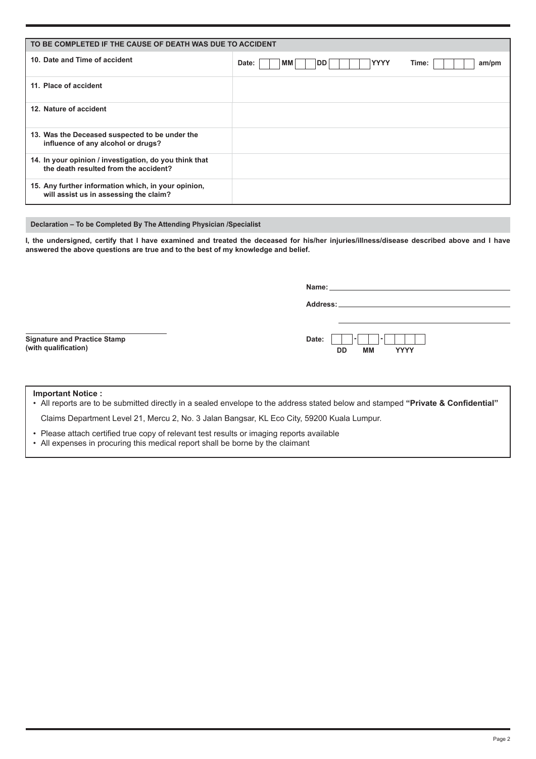| TO BE COMPLETED IF THE CAUSE OF DEATH WAS DUE TO ACCIDENT | |
| --- | --- |
| 10. Date and Time of accident | Date: MM DD YYYY Time: am/pm |
| 11. Place of accident | |
| 12. Nature of accident | |
| 13. Was the Deceased suspected to be under the influence of any alcohol or drugs? | |
| 14. In your opinion / investigation, do you think that the death resulted from the accident? | |
| 15. Any further information which, in your opinion, will assist us in assessing the claim? | |

**Declaration – To be Completed By The Attending Physician /Specialist**

**I, the undersigned, certify that I have examined and treated the deceased for his/her injuries/illness/disease described above and I have answered the above questions are true and to the best of my knowledge and belief.**

**Name:** ______________________

**Address:** ______________________

______________________

______________________
**Signature and Practice Stamp (with qualification)**

**Date:** DD - MM - YYYY

**Important Notice :**

- All reports are to be submitted directly in a sealed envelope to the address stated below and stamped **"Private & Confidential"**

  Claims Department Level 21, Mercu 2, No. 3 Jalan Bangsar, KL Eco City, 59200 Kuala Lumpur.

- Please attach certified true copy of relevant test results or imaging reports available
- All expenses in procuring this medical report shall be borne by the claimant